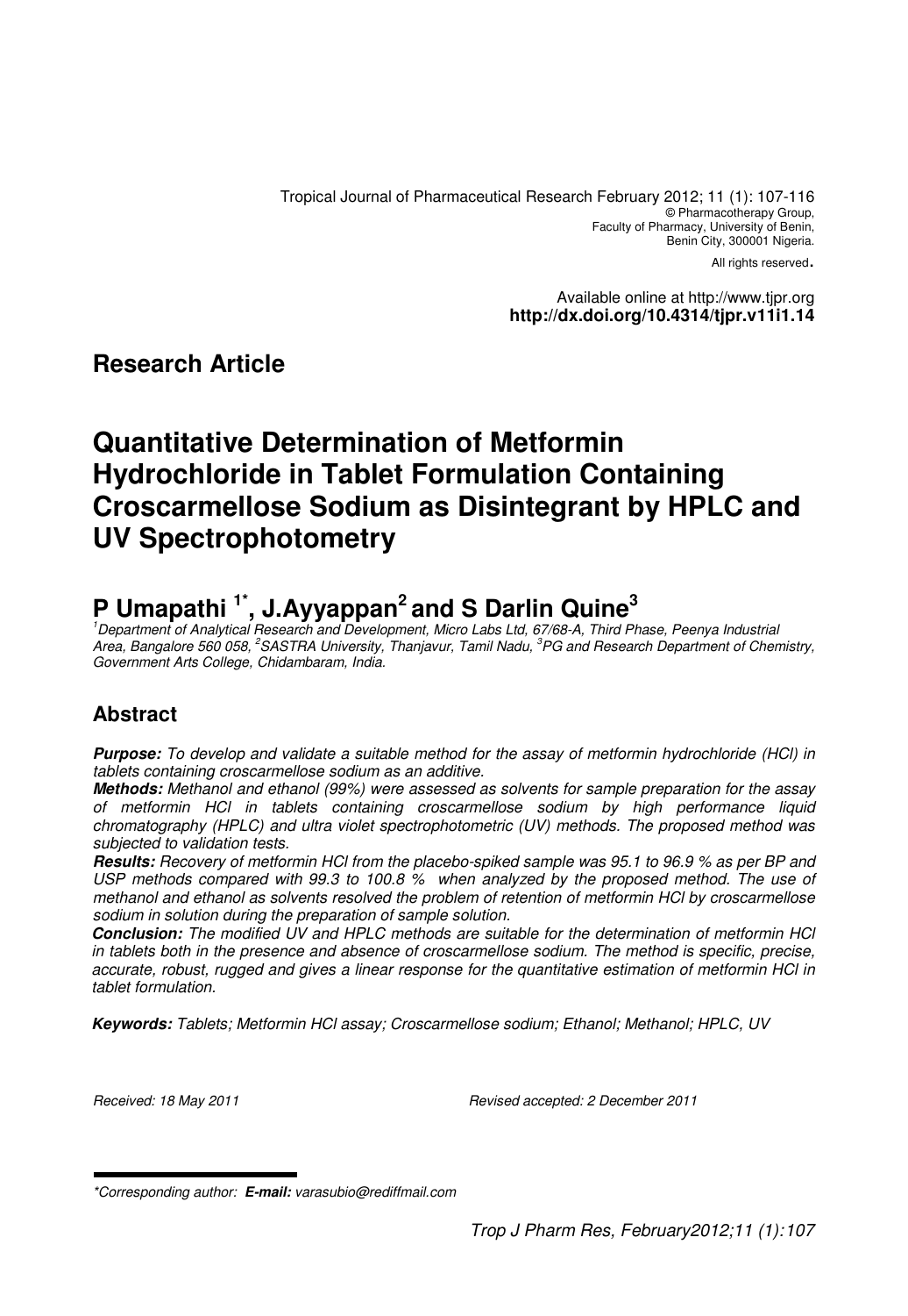Tropical Journal of Pharmaceutical Research February 2012; 11 (1): 107-116
© Pharmacotherapy Group,
Faculty of Pharmacy, University of Benin,
Benin City, 300001 Nigeria.
All rights reserved.

Available online at http://www.tjpr.org
**http://dx.doi.org/10.4314/tjpr.v11i1.14**

## Research Article

# Quantitative Determination of Metformin Hydrochloride in Tablet Formulation Containing Croscarmellose Sodium as Disintegrant by HPLC and UV Spectrophotometry

## P Umapathi [1*], J.Ayyappan[2] and S Darlin Quine[3]

*[1]Department of Analytical Research and Development, Micro Labs Ltd, 67/68-A, Third Phase, Peenya Industrial Area, Bangalore 560 058, [2]SASTRA University, Thanjavur, Tamil Nadu, [3]PG and Research Department of Chemistry, Government Arts College, Chidambaram, India.*

## Abstract

***Purpose:*** *To develop and validate a suitable method for the assay of metformin hydrochloride (HCl) in tablets containing croscarmellose sodium as an additive.*

***Methods:*** *Methanol and ethanol (99%) were assessed as solvents for sample preparation for the assay of metformin HCl in tablets containing croscarmellose sodium by high performance liquid chromatography (HPLC) and ultra violet spectrophotometric (UV) methods. The proposed method was subjected to validation tests.*

***Results:*** *Recovery of metformin HCl from the placebo-spiked sample was 95.1 to 96.9 % as per BP and USP methods compared with 99.3 to 100.8 % when analyzed by the proposed method. The use of methanol and ethanol as solvents resolved the problem of retention of metformin HCl by croscarmellose sodium in solution during the preparation of sample solution.*

***Conclusion:*** *The modified UV and HPLC methods are suitable for the determination of metformin HCl in tablets both in the presence and absence of croscarmellose sodium. The method is specific, precise, accurate, robust, rugged and gives a linear response for the quantitative estimation of metformin HCl in tablet formulation.*

***Keywords:*** *Tablets; Metformin HCl assay; Croscarmellose sodium; Ethanol; Methanol; HPLC, UV*

*Received: 18 May 2011* *Revised accepted: 2 December 2011*

*\*Corresponding author:* ***E-mail:*** *varasubio@rediffmail.com*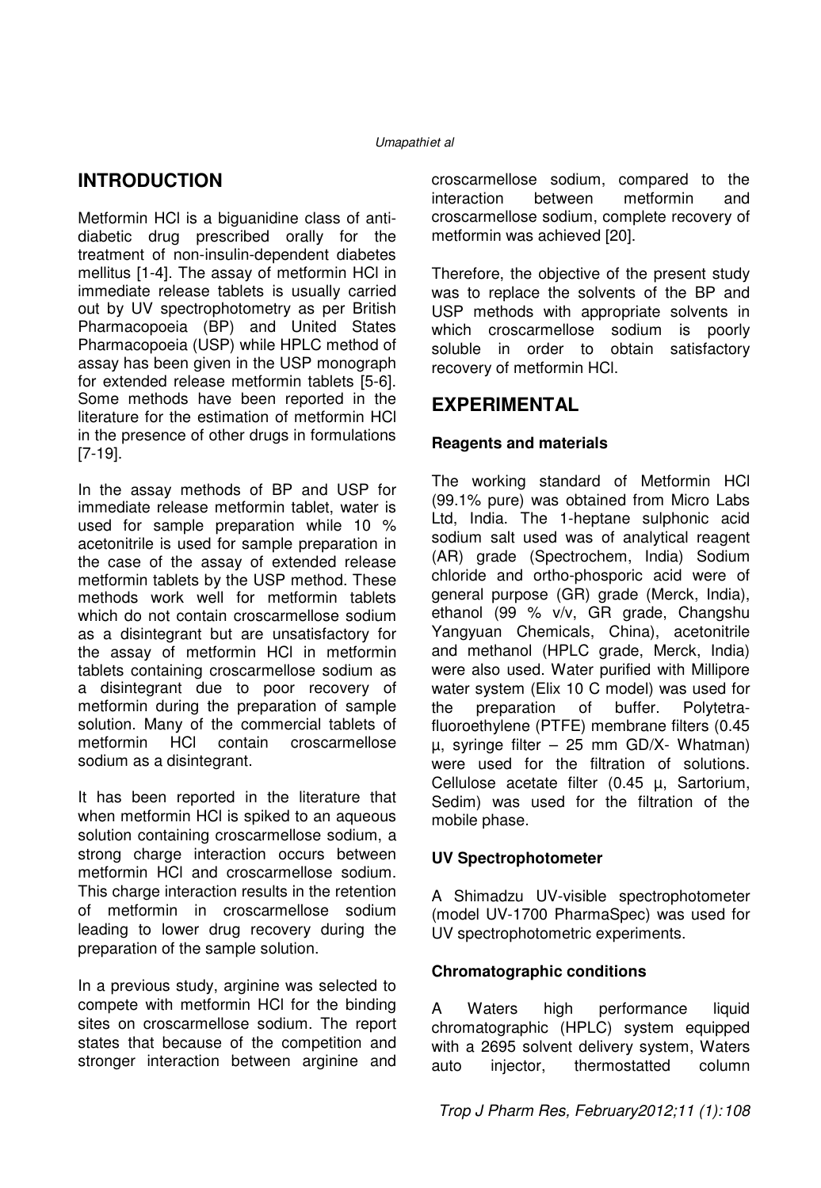## INTRODUCTION

Metformin HCl is a biguanidine class of anti-diabetic drug prescribed orally for the treatment of non-insulin-dependent diabetes mellitus [1-4]. The assay of metformin HCl in immediate release tablets is usually carried out by UV spectrophotometry as per British Pharmacopoeia (BP) and United States Pharmacopoeia (USP) while HPLC method of assay has been given in the USP monograph for extended release metformin tablets [5-6]. Some methods have been reported in the literature for the estimation of metformin HCl in the presence of other drugs in formulations [7-19].

In the assay methods of BP and USP for immediate release metformin tablet, water is used for sample preparation while 10 % acetonitrile is used for sample preparation in the case of the assay of extended release metformin tablets by the USP method. These methods work well for metformin tablets which do not contain croscarmellose sodium as a disintegrant but are unsatisfactory for the assay of metformin HCl in metformin tablets containing croscarmellose sodium as a disintegrant due to poor recovery of metformin during the preparation of sample solution. Many of the commercial tablets of metformin HCl contain croscarmellose sodium as a disintegrant.

It has been reported in the literature that when metformin HCl is spiked to an aqueous solution containing croscarmellose sodium, a strong charge interaction occurs between metformin HCl and croscarmellose sodium. This charge interaction results in the retention of metformin in croscarmellose sodium leading to lower drug recovery during the preparation of the sample solution.

In a previous study, arginine was selected to compete with metformin HCl for the binding sites on croscarmellose sodium. The report states that because of the competition and stronger interaction between arginine and croscarmellose sodium, compared to the interaction between metformin and croscarmellose sodium, complete recovery of metformin was achieved [20].

Therefore, the objective of the present study was to replace the solvents of the BP and USP methods with appropriate solvents in which croscarmellose sodium is poorly soluble in order to obtain satisfactory recovery of metformin HCl.

## EXPERIMENTAL

### Reagents and materials

The working standard of Metformin HCl (99.1% pure) was obtained from Micro Labs Ltd, India. The 1-heptane sulphonic acid sodium salt used was of analytical reagent (AR) grade (Spectrochem, India) Sodium chloride and ortho-phosporic acid were of general purpose (GR) grade (Merck, India), ethanol (99 % v/v, GR grade, Changshu Yangyuan Chemicals, China), acetonitrile and methanol (HPLC grade, Merck, India) were also used. Water purified with Millipore water system (Elix 10 C model) was used for the preparation of buffer. Polytetra-fluoroethylene (PTFE) membrane filters (0.45 µ, syringe filter – 25 mm GD/X- Whatman) were used for the filtration of solutions. Cellulose acetate filter (0.45 µ, Sartorium, Sedim) was used for the filtration of the mobile phase.

### UV Spectrophotometer

A Shimadzu UV-visible spectrophotometer (model UV-1700 PharmaSpec) was used for UV spectrophotometric experiments.

### Chromatographic conditions

A Waters high performance liquid chromatographic (HPLC) system equipped with a 2695 solvent delivery system, Waters auto injector, thermostatted column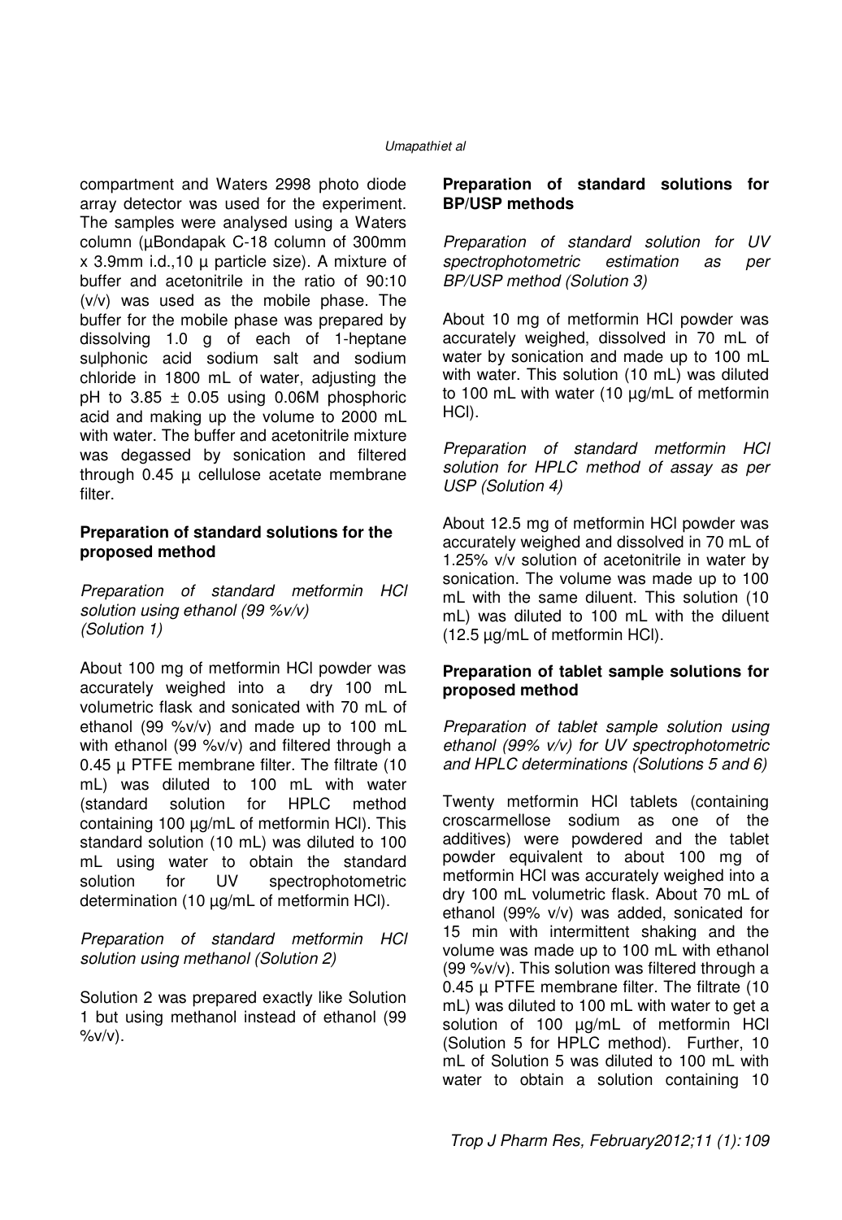compartment and Waters 2998 photo diode array detector was used for the experiment. The samples were analysed using a Waters column (µBondapak C-18 column of 300mm x 3.9mm i.d.,10 µ particle size). A mixture of buffer and acetonitrile in the ratio of 90:10 (v/v) was used as the mobile phase. The buffer for the mobile phase was prepared by dissolving 1.0 g of each of 1-heptane sulphonic acid sodium salt and sodium chloride in 1800 mL of water, adjusting the pH to 3.85 ± 0.05 using 0.06M phosphoric acid and making up the volume to 2000 mL with water. The buffer and acetonitrile mixture was degassed by sonication and filtered through 0.45 µ cellulose acetate membrane filter.

**Preparation of standard solutions for the proposed method**

*Preparation of standard metformin HCl solution using ethanol (99 %v/v) (Solution 1)*

About 100 mg of metformin HCl powder was accurately weighed into a dry 100 mL volumetric flask and sonicated with 70 mL of ethanol (99 %v/v) and made up to 100 mL with ethanol (99 %v/v) and filtered through a 0.45 µ PTFE membrane filter. The filtrate (10 mL) was diluted to 100 mL with water (standard solution for HPLC method containing 100 µg/mL of metformin HCl). This standard solution (10 mL) was diluted to 100 mL using water to obtain the standard solution for UV spectrophotometric determination (10 µg/mL of metformin HCl).

*Preparation of standard metformin HCl solution using methanol (Solution 2)*

Solution 2 was prepared exactly like Solution 1 but using methanol instead of ethanol (99 %v/v).

**Preparation of standard solutions for BP/USP methods**

*Preparation of standard solution for UV spectrophotometric estimation as per BP/USP method (Solution 3)*

About 10 mg of metformin HCl powder was accurately weighed, dissolved in 70 mL of water by sonication and made up to 100 mL with water. This solution (10 mL) was diluted to 100 mL with water (10 µg/mL of metformin HCl).

*Preparation of standard metformin HCl solution for HPLC method of assay as per USP (Solution 4)*

About 12.5 mg of metformin HCl powder was accurately weighed and dissolved in 70 mL of 1.25% v/v solution of acetonitrile in water by sonication. The volume was made up to 100 mL with the same diluent. This solution (10 mL) was diluted to 100 mL with the diluent (12.5 µg/mL of metformin HCl).

**Preparation of tablet sample solutions for proposed method**

*Preparation of tablet sample solution using ethanol (99% v/v) for UV spectrophotometric and HPLC determinations (Solutions 5 and 6)*

Twenty metformin HCl tablets (containing croscarmellose sodium as one of the additives) were powdered and the tablet powder equivalent to about 100 mg of metformin HCl was accurately weighed into a dry 100 mL volumetric flask. About 70 mL of ethanol (99% v/v) was added, sonicated for 15 min with intermittent shaking and the volume was made up to 100 mL with ethanol (99 %v/v). This solution was filtered through a 0.45 µ PTFE membrane filter. The filtrate (10 mL) was diluted to 100 mL with water to get a solution of 100 µg/mL of metformin HCl (Solution 5 for HPLC method). Further, 10 mL of Solution 5 was diluted to 100 mL with water to obtain a solution containing 10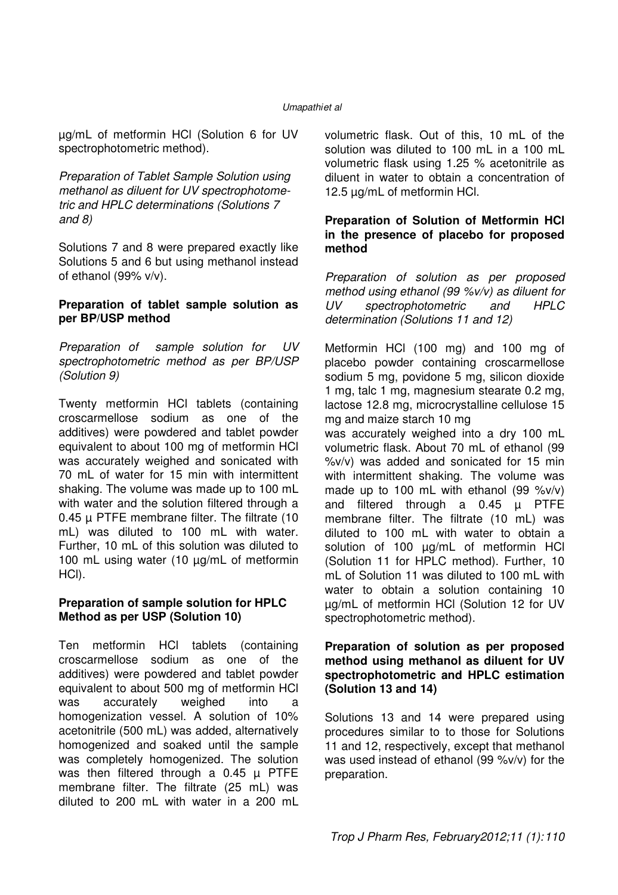µg/mL of metformin HCl (Solution 6 for UV spectrophotometric method).

*Preparation of Tablet Sample Solution using methanol as diluent for UV spectrophotometric and HPLC determinations (Solutions 7 and 8)*

Solutions 7 and 8 were prepared exactly like Solutions 5 and 6 but using methanol instead of ethanol (99% v/v).

**Preparation of tablet sample solution as per BP/USP method**

*Preparation of sample solution for UV spectrophotometric method as per BP/USP (Solution 9)*

Twenty metformin HCl tablets (containing croscarmellose sodium as one of the additives) were powdered and tablet powder equivalent to about 100 mg of metformin HCl was accurately weighed and sonicated with 70 mL of water for 15 min with intermittent shaking. The volume was made up to 100 mL with water and the solution filtered through a 0.45 µ PTFE membrane filter. The filtrate (10 mL) was diluted to 100 mL with water. Further, 10 mL of this solution was diluted to 100 mL using water (10 µg/mL of metformin HCl).

**Preparation of sample solution for HPLC Method as per USP (Solution 10)**

Ten metformin HCl tablets (containing croscarmellose sodium as one of the additives) were powdered and tablet powder equivalent to about 500 mg of metformin HCl was accurately weighed into a homogenization vessel. A solution of 10% acetonitrile (500 mL) was added, alternatively homogenized and soaked until the sample was completely homogenized. The solution was then filtered through a 0.45 µ PTFE membrane filter. The filtrate (25 mL) was diluted to 200 mL with water in a 200 mL volumetric flask. Out of this, 10 mL of the solution was diluted to 100 mL in a 100 mL volumetric flask using 1.25 % acetonitrile as diluent in water to obtain a concentration of 12.5 µg/mL of metformin HCl.

**Preparation of Solution of Metformin HCl in the presence of placebo for proposed method**

*Preparation of solution as per proposed method using ethanol (99 %v/v) as diluent for UV spectrophotometric and HPLC determination (Solutions 11 and 12)*

Metformin HCl (100 mg) and 100 mg of placebo powder containing croscarmellose sodium 5 mg, povidone 5 mg, silicon dioxide 1 mg, talc 1 mg, magnesium stearate 0.2 mg, lactose 12.8 mg, microcrystalline cellulose 15 mg and maize starch 10 mg was accurately weighed into a dry 100 mL volumetric flask. About 70 mL of ethanol (99 %v/v) was added and sonicated for 15 min with intermittent shaking. The volume was made up to 100 mL with ethanol (99 %v/v) and filtered through a 0.45 µ PTFE membrane filter. The filtrate (10 mL) was diluted to 100 mL with water to obtain a solution of 100 µg/mL of metformin HCl (Solution 11 for HPLC method). Further, 10 mL of Solution 11 was diluted to 100 mL with water to obtain a solution containing 10 µg/mL of metformin HCl (Solution 12 for UV spectrophotometric method).

**Preparation of solution as per proposed method using methanol as diluent for UV spectrophotometric and HPLC estimation (Solution 13 and 14)**

Solutions 13 and 14 were prepared using procedures similar to to those for Solutions 11 and 12, respectively, except that methanol was used instead of ethanol (99 %v/v) for the preparation.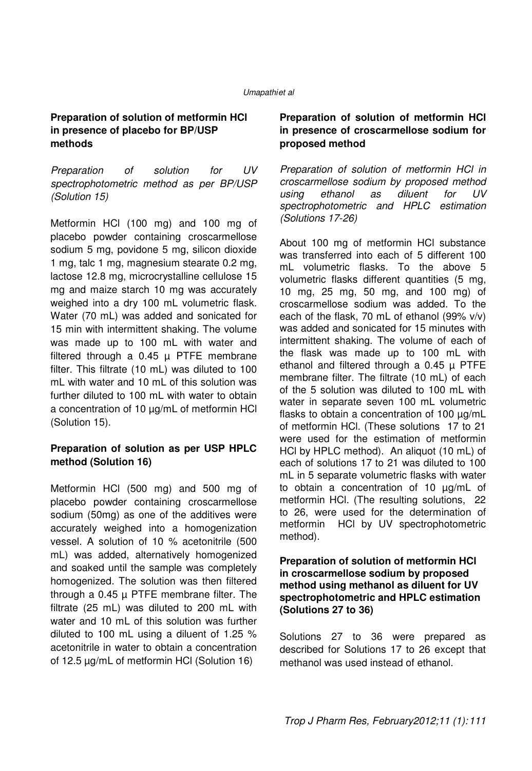## Preparation of solution of metformin HCl in presence of placebo for BP/USP methods

*Preparation of solution for UV spectrophotometric method as per BP/USP (Solution 15)*

Metformin HCl (100 mg) and 100 mg of placebo powder containing croscarmellose sodium 5 mg, povidone 5 mg, silicon dioxide 1 mg, talc 1 mg, magnesium stearate 0.2 mg, lactose 12.8 mg, microcrystalline cellulose 15 mg and maize starch 10 mg was accurately weighed into a dry 100 mL volumetric flask. Water (70 mL) was added and sonicated for 15 min with intermittent shaking. The volume was made up to 100 mL with water and filtered through a 0.45 µ PTFE membrane filter. This filtrate (10 mL) was diluted to 100 mL with water and 10 mL of this solution was further diluted to 100 mL with water to obtain a concentration of 10 µg/mL of metformin HCl (Solution 15).

### Preparation of solution as per USP HPLC method (Solution 16)

Metformin HCl (500 mg) and 500 mg of placebo powder containing croscarmellose sodium (50mg) as one of the additives were accurately weighed into a homogenization vessel. A solution of 10 % acetonitrile (500 mL) was added, alternatively homogenized and soaked until the sample was completely homogenized. The solution was then filtered through a 0.45 µ PTFE membrane filter. The filtrate (25 mL) was diluted to 200 mL with water and 10 mL of this solution was further diluted to 100 mL using a diluent of 1.25 % acetonitrile in water to obtain a concentration of 12.5 µg/mL of metformin HCl (Solution 16)

## Preparation of solution of metformin HCl in presence of croscarmellose sodium for proposed method

*Preparation of solution of metformin HCl in croscarmellose sodium by proposed method using ethanol as diluent for UV spectrophotometric and HPLC estimation (Solutions 17-26)*

About 100 mg of metformin HCl substance was transferred into each of 5 different 100 mL volumetric flasks. To the above 5 volumetric flasks different quantities (5 mg, 10 mg, 25 mg, 50 mg, and 100 mg) of croscarmellose sodium was added. To the each of the flask, 70 mL of ethanol (99% v/v) was added and sonicated for 15 minutes with intermittent shaking. The volume of each of the flask was made up to 100 mL with ethanol and filtered through a 0.45 µ PTFE membrane filter. The filtrate (10 mL) of each of the 5 solution was diluted to 100 mL with water in separate seven 100 mL volumetric flasks to obtain a concentration of 100 µg/mL of metformin HCl. (These solutions 17 to 21 were used for the estimation of metformin HCl by HPLC method). An aliquot (10 mL) of each of solutions 17 to 21 was diluted to 100 mL in 5 separate volumetric flasks with water to obtain a concentration of 10 µg/mL of metformin HCl. (The resulting solutions, 22 to 26, were used for the determination of metformin HCl by UV spectrophotometric method).

### Preparation of solution of metformin HCl in croscarmellose sodium by proposed method using methanol as diluent for UV spectrophotometric and HPLC estimation (Solutions 27 to 36)

Solutions 27 to 36 were prepared as described for Solutions 17 to 26 except that methanol was used instead of ethanol.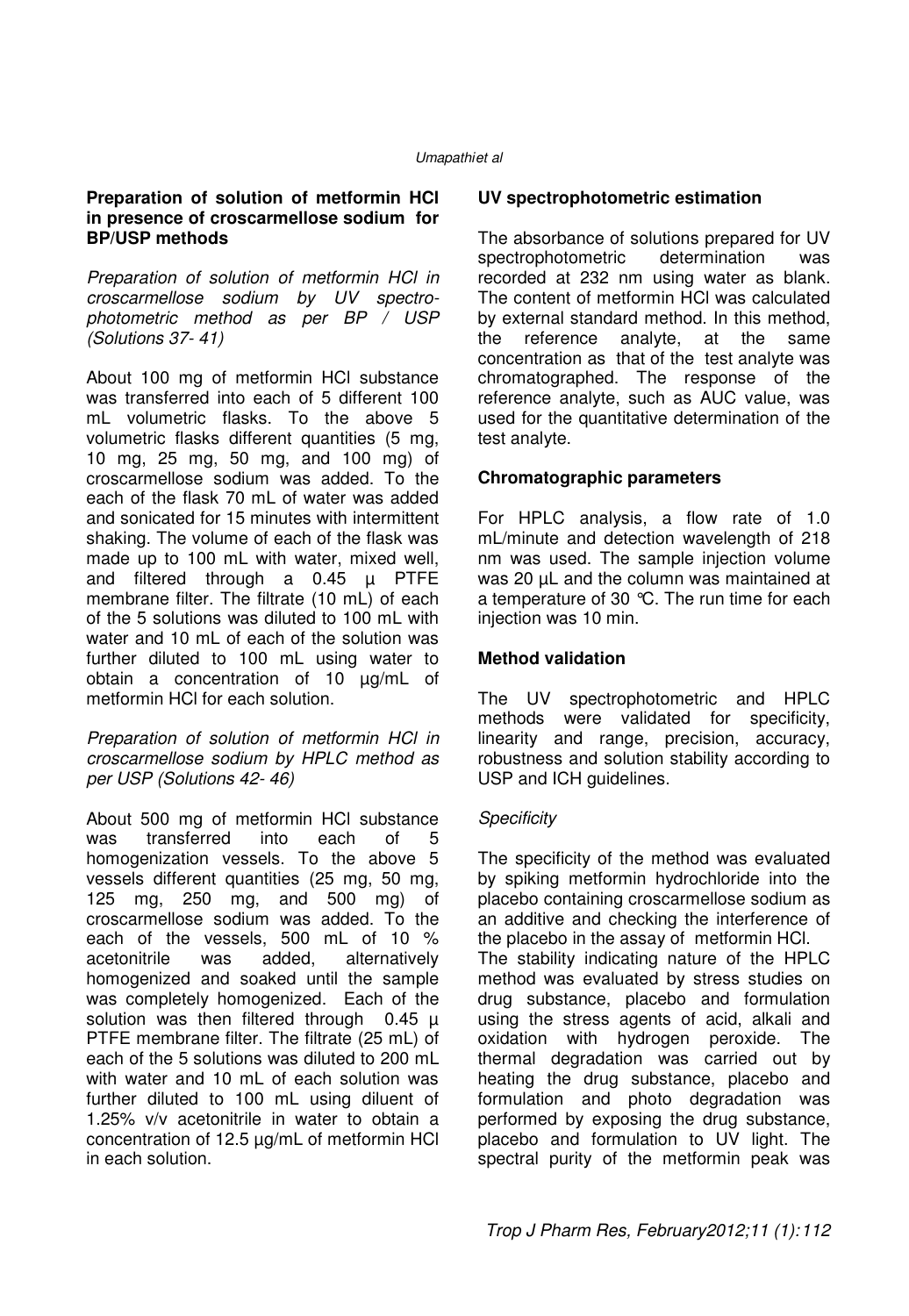**Preparation of solution of metformin HCl in presence of croscarmellose sodium for BP/USP methods**

*Preparation of solution of metformin HCl in croscarmellose sodium by UV spectro-photometric method as per BP / USP (Solutions 37- 41)*

About 100 mg of metformin HCl substance was transferred into each of 5 different 100 mL volumetric flasks. To the above 5 volumetric flasks different quantities (5 mg, 10 mg, 25 mg, 50 mg, and 100 mg) of croscarmellose sodium was added. To the each of the flask 70 mL of water was added and sonicated for 15 minutes with intermittent shaking. The volume of each of the flask was made up to 100 mL with water, mixed well, and filtered through a 0.45 µ PTFE membrane filter. The filtrate (10 mL) of each of the 5 solutions was diluted to 100 mL with water and 10 mL of each of the solution was further diluted to 100 mL using water to obtain a concentration of 10 µg/mL of metformin HCl for each solution.

*Preparation of solution of metformin HCl in croscarmellose sodium by HPLC method as per USP (Solutions 42- 46)*

About 500 mg of metformin HCl substance was transferred into each of 5 homogenization vessels. To the above 5 vessels different quantities (25 mg, 50 mg, 125 mg, 250 mg, and 500 mg) of croscarmellose sodium was added. To the each of the vessels, 500 mL of 10 % acetonitrile was added, alternatively homogenized and soaked until the sample was completely homogenized. Each of the solution was then filtered through 0.45 µ PTFE membrane filter. The filtrate (25 mL) of each of the 5 solutions was diluted to 200 mL with water and 10 mL of each solution was further diluted to 100 mL using diluent of 1.25% v/v acetonitrile in water to obtain a concentration of 12.5 µg/mL of metformin HCl in each solution.

**UV spectrophotometric estimation**

The absorbance of solutions prepared for UV spectrophotometric determination was recorded at 232 nm using water as blank. The content of metformin HCl was calculated by external standard method. In this method, the reference analyte, at the same concentration as that of the test analyte was chromatographed. The response of the reference analyte, such as AUC value, was used for the quantitative determination of the test analyte.

**Chromatographic parameters**

For HPLC analysis, a flow rate of 1.0 mL/minute and detection wavelength of 218 nm was used. The sample injection volume was 20 µL and the column was maintained at a temperature of 30 °C. The run time for each injection was 10 min.

**Method validation**

The UV spectrophotometric and HPLC methods were validated for specificity, linearity and range, precision, accuracy, robustness and solution stability according to USP and ICH guidelines.

*Specificity*

The specificity of the method was evaluated by spiking metformin hydrochloride into the placebo containing croscarmellose sodium as an additive and checking the interference of the placebo in the assay of metformin HCl.
The stability indicating nature of the HPLC method was evaluated by stress studies on drug substance, placebo and formulation using the stress agents of acid, alkali and oxidation with hydrogen peroxide. The thermal degradation was carried out by heating the drug substance, placebo and formulation and photo degradation was performed by exposing the drug substance, placebo and formulation to UV light. The spectral purity of the metformin peak was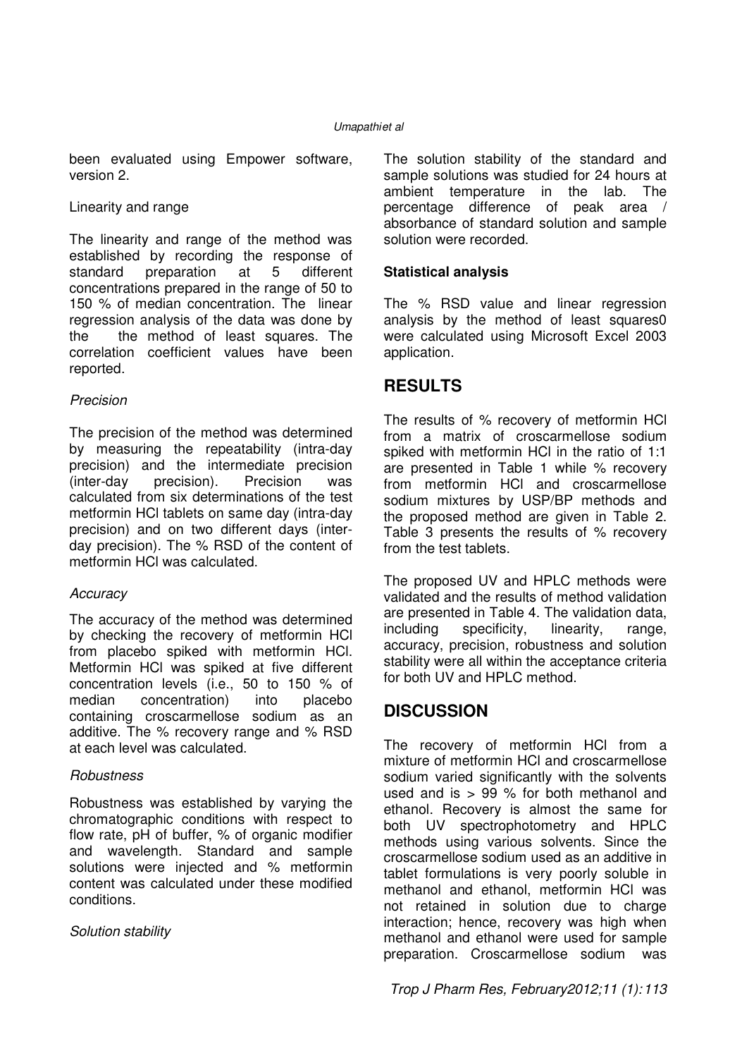been evaluated using Empower software, version 2.

Linearity and range

The linearity and range of the method was established by recording the response of standard preparation at 5 different concentrations prepared in the range of 50 to 150 % of median concentration. The linear regression analysis of the data was done by the the method of least squares. The correlation coefficient values have been reported.

*Precision*

The precision of the method was determined by measuring the repeatability (intra-day precision) and the intermediate precision (inter-day precision). Precision was calculated from six determinations of the test metformin HCl tablets on same day (intra-day precision) and on two different days (inter-day precision). The % RSD of the content of metformin HCl was calculated.

*Accuracy*

The accuracy of the method was determined by checking the recovery of metformin HCl from placebo spiked with metformin HCl. Metformin HCl was spiked at five different concentration levels (i.e., 50 to 150 % of median concentration) into placebo containing croscarmellose sodium as an additive. The % recovery range and % RSD at each level was calculated.

*Robustness*

Robustness was established by varying the chromatographic conditions with respect to flow rate, pH of buffer, % of organic modifier and wavelength. Standard and sample solutions were injected and % metformin content was calculated under these modified conditions.

*Solution stability*

The solution stability of the standard and sample solutions was studied for 24 hours at ambient temperature in the lab. The percentage difference of peak area / absorbance of standard solution and sample solution were recorded.

**Statistical analysis**

The % RSD value and linear regression analysis by the method of least squares0 were calculated using Microsoft Excel 2003 application.

## RESULTS

The results of % recovery of metformin HCl from a matrix of croscarmellose sodium spiked with metformin HCl in the ratio of 1:1 are presented in Table 1 while % recovery from metformin HCl and croscarmellose sodium mixtures by USP/BP methods and the proposed method are given in Table 2. Table 3 presents the results of % recovery from the test tablets.

The proposed UV and HPLC methods were validated and the results of method validation are presented in Table 4. The validation data, including specificity, linearity, range, accuracy, precision, robustness and solution stability were all within the acceptance criteria for both UV and HPLC method.

## DISCUSSION

The recovery of metformin HCl from a mixture of metformin HCl and croscarmellose sodium varied significantly with the solvents used and is > 99 % for both methanol and ethanol. Recovery is almost the same for both UV spectrophotometry and HPLC methods using various solvents. Since the croscarmellose sodium used as an additive in tablet formulations is very poorly soluble in methanol and ethanol, metformin HCl was not retained in solution due to charge interaction; hence, recovery was high when methanol and ethanol were used for sample preparation. Croscarmellose sodium was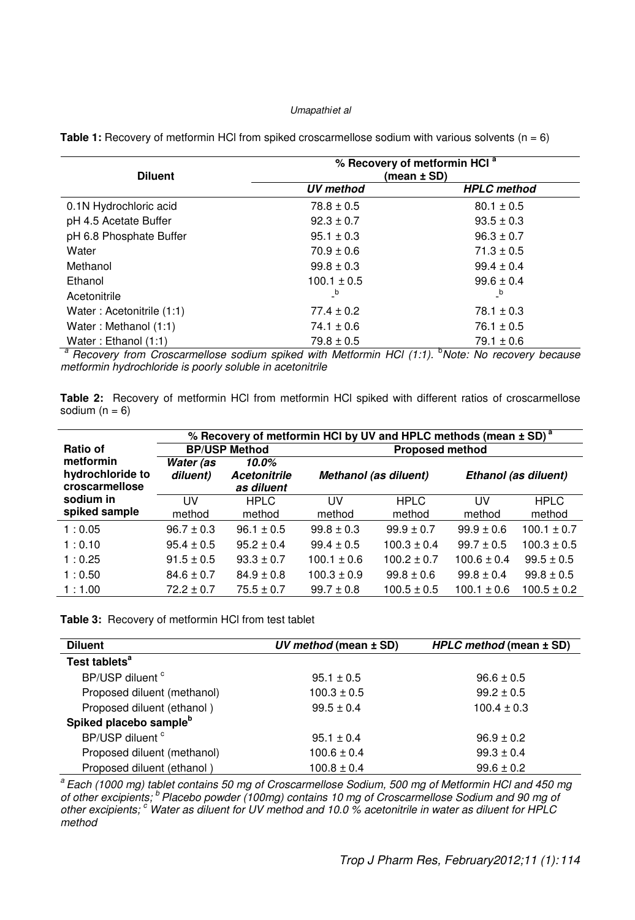**Table 1:** Recovery of metformin HCl from spiked croscarmellose sodium with various solvents (n = 6)

| Diluent | % Recovery of metformin HCl [a] (mean ± SD) | |
|---|---|---|
| | *UV method* | *HPLC method* |
| 0.1N Hydrochloric acid | 78.8 ± 0.5 | 80.1 ± 0.5 |
| pH 4.5 Acetate Buffer | 92.3 ± 0.7 | 93.5 ± 0.3 |
| pH 6.8 Phosphate Buffer | 95.1 ± 0.3 | 96.3 ± 0.7 |
| Water | 70.9 ± 0.6 | 71.3 ± 0.5 |
| Methanol | 99.8 ± 0.3 | 99.4 ± 0.4 |
| Ethanol | 100.1 ± 0.5 | 99.6 ± 0.4 |
| Acetonitrile | -[b] | -[b] |
| Water : Acetonitrile (1:1) | 77.4 ± 0.2 | 78.1 ± 0.3 |
| Water : Methanol (1:1) | 74.1 ± 0.6 | 76.1 ± 0.5 |
| Water : Ethanol (1:1) | 79.8 ± 0.5 | 79.1 ± 0.6 |

[a] *Recovery from Croscarmellose sodium spiked with Metformin HCl (1:1).* [b] *Note: No recovery because metformin hydrochloride is poorly soluble in acetonitrile*

**Table 2:** Recovery of metformin HCl from metformin HCl spiked with different ratios of croscarmellose sodium (n = 6)

| Ratio of metformin hydrochloride to croscarmellose sodium in spiked sample | % Recovery of metformin HCl by UV and HPLC methods (mean ± SD) [a] | | | | | |
|---|---|---|---|---|---|---|
| | BP/USP Method | | Proposed method | | | |
| | *Water (as diluent)* | *10.0% Acetonitrile as diluent* | *Methanol (as diluent)* | | *Ethanol (as diluent)* | |
| | UV method | HPLC method | UV method | HPLC method | UV method | HPLC method |
| 1 : 0.05 | 96.7 ± 0.3 | 96.1 ± 0.5 | 99.8 ± 0.3 | 99.9 ± 0.7 | 99.9 ± 0.6 | 100.1 ± 0.7 |
| 1 : 0.10 | 95.4 ± 0.5 | 95.2 ± 0.4 | 99.4 ± 0.5 | 100.3 ± 0.4 | 99.7 ± 0.5 | 100.3 ± 0.5 |
| 1 : 0.25 | 91.5 ± 0.5 | 93.3 ± 0.7 | 100.1 ± 0.6 | 100.2 ± 0.7 | 100.6 ± 0.4 | 99.5 ± 0.5 |
| 1 : 0.50 | 84.6 ± 0.7 | 84.9 ± 0.8 | 100.3 ± 0.9 | 99.8 ± 0.6 | 99.8 ± 0.4 | 99.8 ± 0.5 |
| 1 : 1.00 | 72.2 ± 0.7 | 75.5 ± 0.7 | 99.7 ± 0.8 | 100.5 ± 0.5 | 100.1 ± 0.6 | 100.5 ± 0.2 |

**Table 3:** Recovery of metformin HCl from test tablet

| Diluent | *UV method* (mean ± SD) | *HPLC method* (mean ± SD) |
|---|---|---|
| **Test tablets[a]** | | |
| BP/USP diluent [c] | 95.1 ± 0.5 | 96.6 ± 0.5 |
| Proposed diluent (methanol) | 100.3 ± 0.5 | 99.2 ± 0.5 |
| Proposed diluent (ethanol ) | 99.5 ± 0.4 | 100.4 ± 0.3 |
| **Spiked placebo sample[b]** | | |
| BP/USP diluent [c] | 95.1 ± 0.4 | 96.9 ± 0.2 |
| Proposed diluent (methanol) | 100.6 ± 0.4 | 99.3 ± 0.4 |
| Proposed diluent (ethanol ) | 100.8 ± 0.4 | 99.6 ± 0.2 |

[a] *Each (1000 mg) tablet contains 50 mg of Croscarmellose Sodium, 500 mg of Metformin HCl and 450 mg of other excipients;* [b] *Placebo powder (100mg) contains 10 mg of Croscarmellose Sodium and 90 mg of other excipients;* [c] *Water as diluent for UV method and 10.0 % acetonitrile in water as diluent for HPLC method*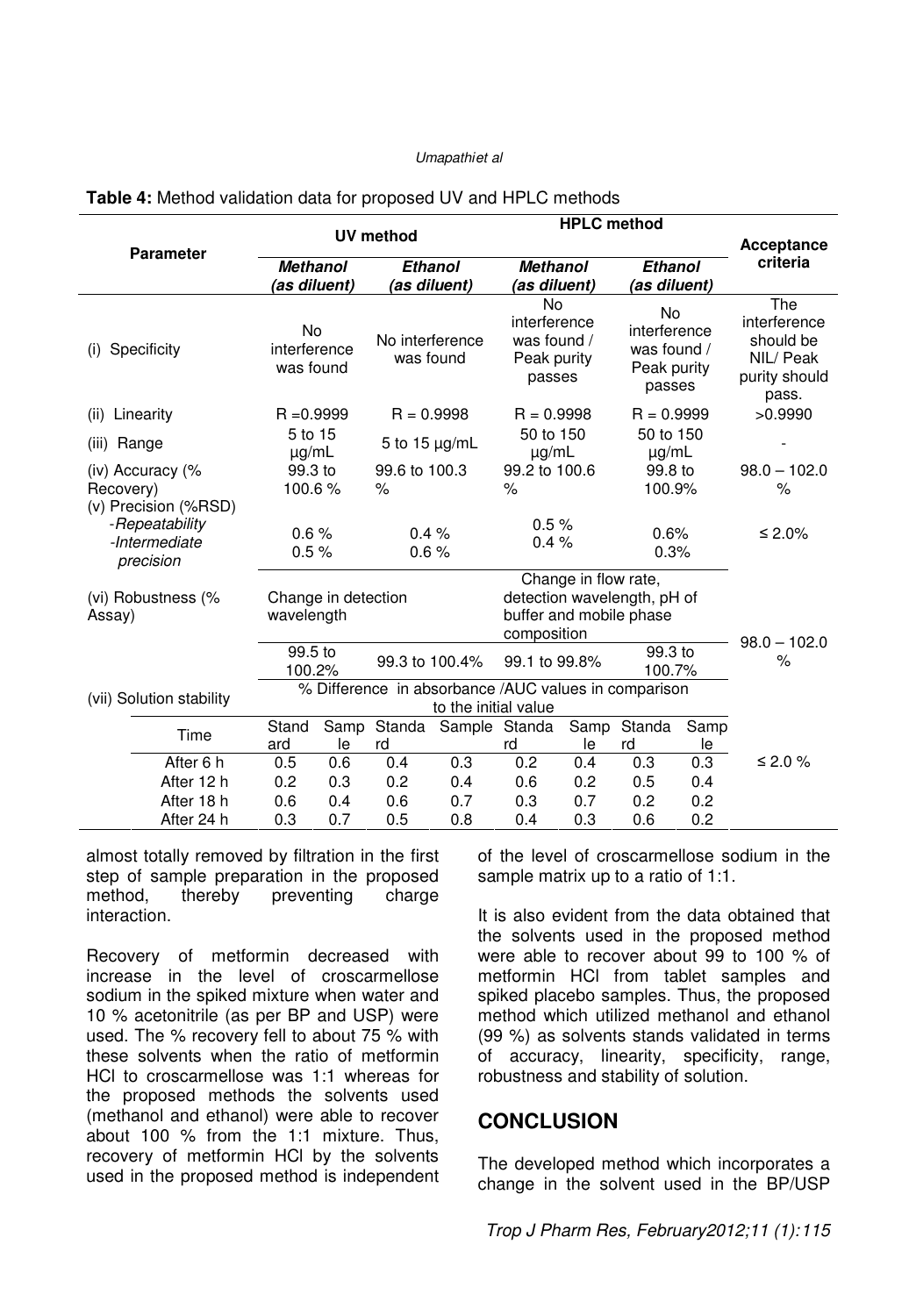**Table 4:** Method validation data for proposed UV and HPLC methods

| Parameter | UV method | | | | HPLC method | | | | Acceptance criteria |
|---|---|---|---|---|---|---|---|---|---|
| | *Methanol (as diluent)* | | *Ethanol (as diluent)* | | *Methanol (as diluent)* | | *Ethanol (as diluent)* | | |
| (i) Specificity | No interference was found | | No interference was found | | No interference was found / Peak purity passes | | No interference was found / Peak purity passes | | The interference should be NIL/ Peak purity should pass. |
| (ii) Linearity | R =0.9999 | | R = 0.9998 | | R = 0.9998 | | R = 0.9999 | | >0.9990 |
| (iii) Range | 5 to 15 µg/mL | | 5 to 15 µg/mL | | 50 to 150 µg/mL | | 50 to 150 µg/mL | | - |
| (iv) Accuracy (% Recovery) | 99.3 to 100.6 % | | 99.6 to 100.3 % | | 99.2 to 100.6 % | | 99.8 to 100.9% | | 98.0 – 102.0 % |
| (v) Precision (%RSD) | | | | | | | | | |
| *-Repeatability* | 0.6 % | | 0.4 % | | 0.5 % | | 0.6% | | ≤ 2.0% |
| *-Intermediate precision* | 0.5 % | | 0.6 % | | 0.4 % | | 0.3% | | |
| (vi) Robustness (% Assay) | Change in detection wavelength | | | | Change in flow rate, detection wavelength, pH of buffer and mobile phase composition | | | | 98.0 – 102.0 % |
| | 99.5 to 100.2% | | 99.3 to 100.4% | | 99.1 to 99.8% | | 99.3 to 100.7% | | |
| (vii) Solution stability | % Difference in absorbance /AUC values in comparison to the initial value | | | | | | | | |
| Time | Standard | Sample | Standard | Sample | Standard | Sample | Standard | Sample | |
| After 6 h | 0.5 | 0.6 | 0.4 | 0.3 | 0.2 | 0.4 | 0.3 | 0.3 | ≤ 2.0 % |
| After 12 h | 0.2 | 0.3 | 0.2 | 0.4 | 0.6 | 0.2 | 0.5 | 0.4 | |
| After 18 h | 0.6 | 0.4 | 0.6 | 0.7 | 0.3 | 0.7 | 0.2 | 0.2 | |
| After 24 h | 0.3 | 0.7 | 0.5 | 0.8 | 0.4 | 0.3 | 0.6 | 0.2 | |

almost totally removed by filtration in the first step of sample preparation in the proposed method, thereby preventing charge interaction.

Recovery of metformin decreased with increase in the level of croscarmellose sodium in the spiked mixture when water and 10 % acetonitrile (as per BP and USP) were used. The % recovery fell to about 75 % with these solvents when the ratio of metformin HCl to croscarmellose was 1:1 whereas for the proposed methods the solvents used (methanol and ethanol) were able to recover about 100 % from the 1:1 mixture. Thus, recovery of metformin HCl by the solvents used in the proposed method is independent of the level of croscarmellose sodium in the sample matrix up to a ratio of 1:1.

It is also evident from the data obtained that the solvents used in the proposed method were able to recover about 99 to 100 % of metformin HCl from tablet samples and spiked placebo samples. Thus, the proposed method which utilized methanol and ethanol (99 %) as solvents stands validated in terms of accuracy, linearity, specificity, range, robustness and stability of solution.

## CONCLUSION

The developed method which incorporates a change in the solvent used in the BP/USP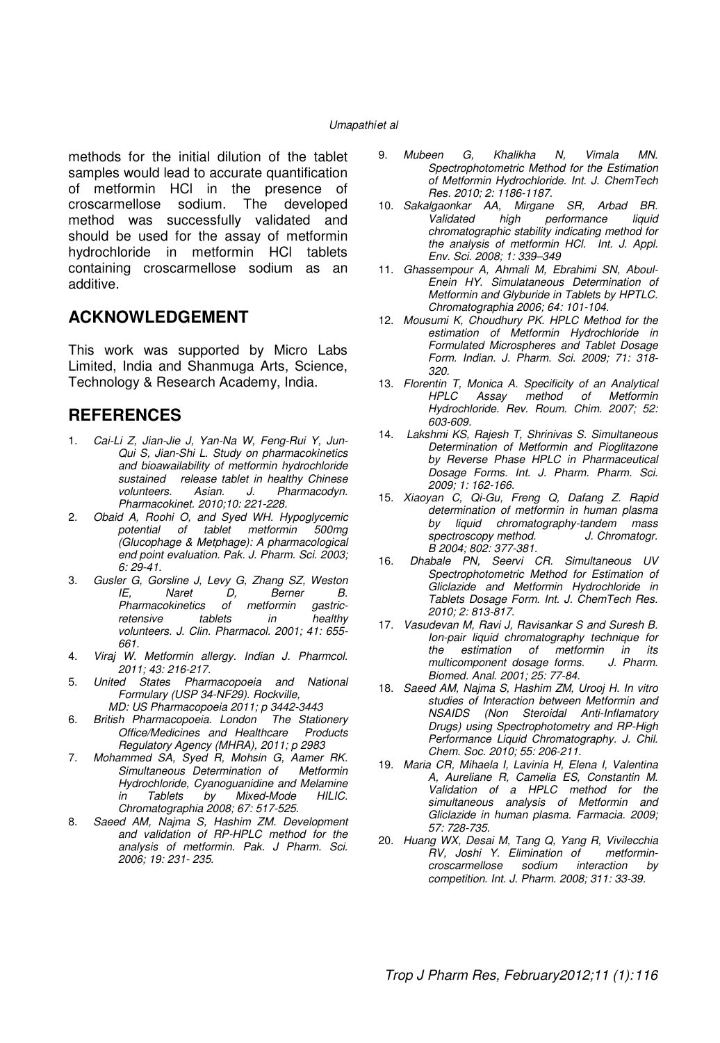methods for the initial dilution of the tablet samples would lead to accurate quantification of metformin HCl in the presence of croscarmellose sodium. The developed method was successfully validated and should be used for the assay of metformin hydrochloride in metformin HCl tablets containing croscarmellose sodium as an additive.

## ACKNOWLEDGEMENT

This work was supported by Micro Labs Limited, India and Shanmuga Arts, Science, Technology & Research Academy, India.

## REFERENCES

1. *Cai-Li Z, Jian-Jie J, Yan-Na W, Feng-Rui Y, Jun-Qui S, Jian-Shi L. Study on pharmacokinetics and bioavailability of metformin hydrochloride sustained release tablet in healthy Chinese volunteers. Asian. J. Pharmacodyn. Pharmacokinet. 2010;10: 221-228.*
2. *Obaid A, Roohi O, and Syed WH. Hypoglycemic potential of tablet metformin 500mg (Glucophage & Metphage): A pharmacological end point evaluation. Pak. J. Pharm. Sci. 2003; 6: 29-41.*
3. *Gusler G, Gorsline J, Levy G, Zhang SZ, Weston IE, Naret D, Berner B. Pharmacokinetics of metformin gastric-retensive tablets in healthy volunteers. J. Clin. Pharmacol. 2001; 41: 655-661.*
4. *Viraj W. Metformin allergy. Indian J. Pharmcol. 2011; 43: 216-217.*
5. *United States Pharmacopoeia and National Formulary (USP 34-NF29). Rockville, MD: US Pharmacopoeia 2011; p 3442-3443*
6. *British Pharmacopoeia. London The Stationery Office/Medicines and Healthcare Products Regulatory Agency (MHRA), 2011; p 2983*
7. *Mohammed SA, Syed R, Mohsin G, Aamer RK. Simultaneous Determination of Metformin Hydrochloride, Cyanoguanidine and Melamine in Tablets by Mixed-Mode HILIC. Chromatographia 2008; 67: 517-525.*
8. *Saeed AM, Najma S, Hashim ZM. Development and validation of RP-HPLC method for the analysis of metformin. Pak. J Pharm. Sci. 2006; 19: 231- 235.*
9. *Mubeen G, Khalikha N, Vimala MN. Spectrophotometric Method for the Estimation of Metformin Hydrochloride. Int. J. ChemTech Res. 2010; 2: 1186-1187.*
10. *Sakalgaonkar AA, Mirgane SR, Arbad BR. Validated high performance liquid chromatographic stability indicating method for the analysis of metformin HCl. Int. J. Appl. Env. Sci. 2008; 1: 339–349*
11. *Ghassempour A, Ahmali M, Ebrahimi SN, Aboul-Enein HY. Simulataneous Determination of Metformin and Glyburide in Tablets by HPTLC. Chromatographia 2006; 64: 101-104.*
12. *Mousumi K, Choudhury PK. HPLC Method for the estimation of Metformin Hydrochloride in Formulated Microspheres and Tablet Dosage Form. Indian. J. Pharm. Sci. 2009; 71: 318-320.*
13. *Florentin T, Monica A. Specificity of an Analytical HPLC Assay method of Metformin Hydrochloride. Rev. Roum. Chim. 2007; 52: 603-609.*
14. *Lakshmi KS, Rajesh T, Shrinivas S. Simultaneous Determination of Metformin and Pioglitazone by Reverse Phase HPLC in Pharmaceutical Dosage Forms. Int. J. Pharm. Pharm. Sci. 2009; 1: 162-166.*
15. *Xiaoyan C, Qi-Gu, Freng Q, Dafang Z. Rapid determination of metformin in human plasma by liquid chromatography-tandem mass spectroscopy method. J. Chromatogr. B 2004; 802: 377-381.*
16. *Dhabale PN, Seervi CR. Simultaneous UV Spectrophotometric Method for Estimation of Gliclazide and Metformin Hydrochloride in Tablets Dosage Form. Int. J. ChemTech Res. 2010; 2: 813-817.*
17. *Vasudevan M, Ravi J, Ravisankar S and Suresh B. Ion-pair liquid chromatography technique for the estimation of metformin in its multicomponent dosage forms. J. Pharm. Biomed. Anal. 2001; 25: 77-84.*
18. *Saeed AM, Najma S, Hashim ZM, Urooj H. In vitro studies of Interaction between Metformin and NSAIDS (Non Steroidal Anti-Inflamatory Drugs) using Spectrophotometry and RP-High Performance Liquid Chromatography. J. Chil. Chem. Soc. 2010; 55: 206-211.*
19. *Maria CR, Mihaela I, Lavinia H, Elena I, Valentina A, Aureliane R, Camelia ES, Constantin M. Validation of a HPLC method for the simultaneous analysis of Metformin and Gliclazide in human plasma. Farmacia. 2009; 57: 728-735.*
20. *Huang WX, Desai M, Tang Q, Yang R, Vivilecchia RV, Joshi Y. Elimination of metformin-croscarmellose sodium interaction by competition. Int. J. Pharm. 2008; 311: 33-39.*